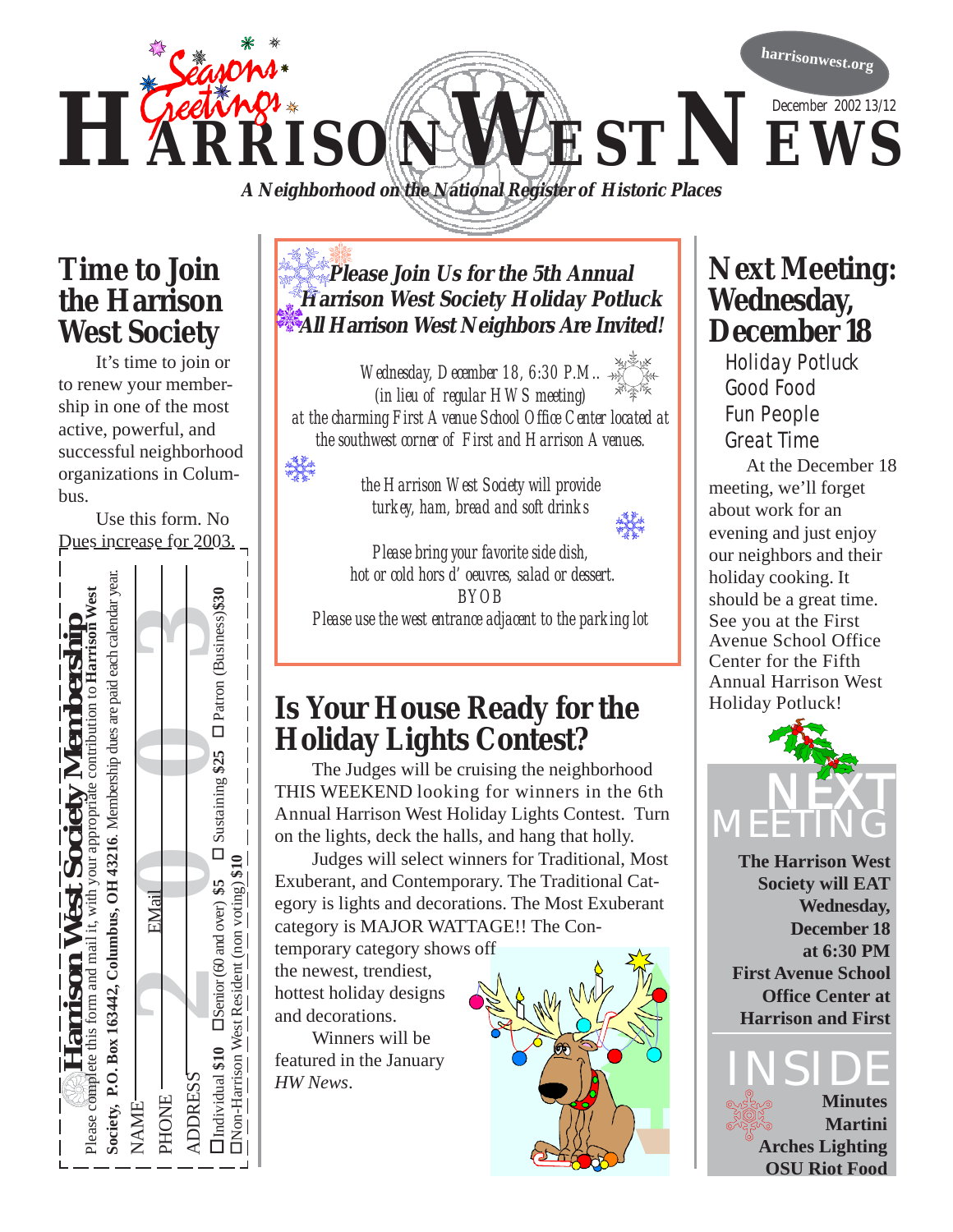# HARRISON WEST NEWS

Seasons Greetings

harrisonwest.org

December 2002 13/12

*A Neighborhood on the National Register of Historic Places*

## Time to Join the Harrison West Society

It's time to join or to renew your membership in one of the most active, powerful, and successful neighborhood organizations in Columbus.

Use this form. No Dues increase for 2003.

**Harrison West Society Membership**

Please complete this form and mail it, with your appropriate contribution to **Harrison West Society, P.O. Box 163442, Columbus, OH 43216**. Membership dues are paid each calendar year.

NAME
PHONE EMail
ADDRESS

☐ Individual **$10** ☐ Senior (60 and over) **$5** ☐ Sustaining **$25** ☐ Patron (Business) **$30**
☐ Non-Harrison West Resident (non voting) **$10**

2003

---

***Please Join Us for the 5th Annual Harrison West Society Holiday Potluck All Harrison West Neighbors Are Invited!***

*Wednesday, December 18, 6:30 P.M..*
*(in lieu of regular HWS meeting)*
*at the charming First Avenue School Office Center located at the southwest corner of First and Harrison Avenues.*

*the Harrison West Society will provide turkey, ham, bread and soft drinks*

*Please bring your favorite side dish, hot or cold hors d' oeuvres, salad or dessert.*
*BYOB*
*Please use the west entrance adjacent to the parking lot*

## Is Your House Ready for the Holiday Lights Contest?

The Judges will be cruising the neighborhood THIS WEEKEND looking for winners in the 6th Annual Harrison West Holiday Lights Contest. Turn on the lights, deck the halls, and hang that holly.

Judges will select winners for Traditional, Most Exuberant, and Contemporary. The Traditional Category is lights and decorations. The Most Exuberant category is MAJOR WATTAGE!! The Contemporary category shows off the newest, trendiest, hottest holiday designs and decorations.

Winners will be featured in the January *HW News*.

## Next Meeting: Wednesday, December 18

Holiday Potluck
Good Food
Fun People
Great Time

At the December 18 meeting, we'll forget about work for an evening and just enjoy our neighbors and their holiday cooking. It should be a great time. See you at the First Avenue School Office Center for the Fifth Annual Harrison West Holiday Potluck!

### NEXT MEETING

**The Harrison West Society will EAT Wednesday, December 18 at 6:30 PM First Avenue School Office Center at Harrison and First**

### INSIDE

**Minutes**
**Martini**
**Arches Lighting**
**OSU Riot Food**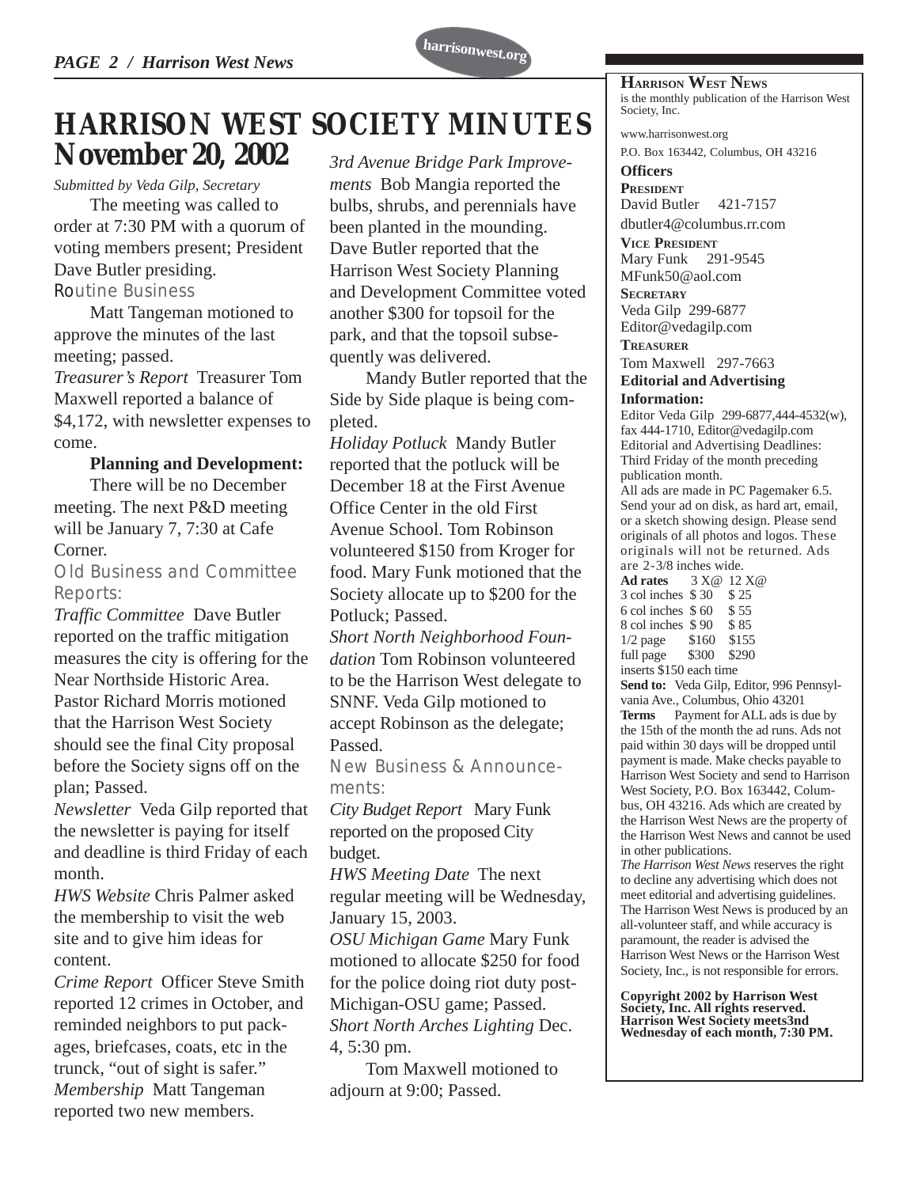# HARRISON WEST SOCIETY MINUTES

## November 20, 2002

*Submitted by Veda Gilp, Secretary*

The meeting was called to order at 7:30 PM with a quorum of voting members present; President Dave Butler presiding.

### Routine Business

Matt Tangeman motioned to approve the minutes of the last meeting; passed.

*Treasurer's Report* Treasurer Tom Maxwell reported a balance of $4,172, with newsletter expenses to come.

**Planning and Development:**

There will be no December meeting. The next P&D meeting will be January 7, 7:30 at Cafe Corner.

### Old Business and Committee Reports:

*Traffic Committee* Dave Butler reported on the traffic mitigation measures the city is offering for the Near Northside Historic Area. Pastor Richard Morris motioned that the Harrison West Society should see the final City proposal before the Society signs off on the plan; Passed.

*Newsletter* Veda Gilp reported that the newsletter is paying for itself and deadline is third Friday of each month.

*HWS Website* Chris Palmer asked the membership to visit the web site and to give him ideas for content.

*Crime Report* Officer Steve Smith reported 12 crimes in October, and reminded neighbors to put packages, briefcases, coats, etc in the trunk, "out of sight is safer."

*Membership* Matt Tangeman reported two new members.

*3rd Avenue Bridge Park Improvements* Bob Mangia reported the bulbs, shrubs, and perennials have been planted in the mounding. Dave Butler reported that the Harrison West Society Planning and Development Committee voted another $300 for topsoil for the park, and that the topsoil subsequently was delivered.

Mandy Butler reported that the Side by Side plaque is being completed.

*Holiday Potluck* Mandy Butler reported that the potluck will be December 18 at the First Avenue Office Center in the old First Avenue School. Tom Robinson volunteered $150 from Kroger for food. Mary Funk motioned that the Society allocate up to $200 for the Potluck; Passed.

*Short North Neighborhood Foundation* Tom Robinson volunteered to be the Harrison West delegate to SNNF. Veda Gilp motioned to accept Robinson as the delegate; Passed.

### New Business & Announcements:

*City Budget Report* Mary Funk reported on the proposed City budget.

*HWS Meeting Date* The next regular meeting will be Wednesday, January 15, 2003.

*OSU Michigan Game* Mary Funk motioned to allocate $250 for food for the police doing riot duty post-Michigan-OSU game; Passed.

*Short North Arches Lighting* Dec. 4, 5:30 pm.

Tom Maxwell motioned to adjourn at 9:00; Passed.

---

**HARRISON WEST NEWS**
is the monthly publication of the Harrison West Society, Inc.

www.harrisonwest.org

P.O. Box 163442, Columbus, OH 43216

**Officers**

**PRESIDENT**
David Butler 421-7157
dbutler4@columbus.rr.com

**VICE PRESIDENT**
Mary Funk 291-9545
MFunk50@aol.com

**SECRETARY**
Veda Gilp 299-6877
Editor@vedagilp.com

**TREASURER**
Tom Maxwell 297-7663

**Editorial and Advertising Information:**
Editor Veda Gilp 299-6877,444-4532(w), fax 444-1710, Editor@vedagilp.com
Editorial and Advertising Deadlines: Third Friday of the month preceding publication month.
All ads are made in PC Pagemaker 6.5. Send your ad on disk, as hard art, email, or a sketch showing design. Please send originals of all photos and logos. These originals will not be returned. Ads are 2-3/8 inches wide.

| Ad rates | 3 X@ | 12 X@ |
|---|---|---|
| 3 col inches | $ 30 | $ 25 |
| 6 col inches | $ 60 | $ 55 |
| 8 col inches | $ 90 | $ 85 |
| 1/2 page | $160 | $155 |
| full page | $300 | $290 |

inserts $150 each time

**Send to:** Veda Gilp, Editor, 996 Pennsylvania Ave., Columbus, Ohio 43201

**Terms** Payment for ALL ads is due by the 15th of the month the ad runs. Ads not paid within 30 days will be dropped until payment is made. Make checks payable to Harrison West Society and send to Harrison West Society, P.O. Box 163442, Columbus, OH 43216. Ads which are created by the Harrison West News are the property of the Harrison West News and cannot be used in other publications.

*The Harrison West News* reserves the right to decline any advertising which does not meet editorial and advertising guidelines. The Harrison West News is produced by an all-volunteer staff, and while accuracy is paramount, the reader is advised the Harrison West News or the Harrison West Society, Inc., is not responsible for errors.

**Copyright 2002 by Harrison West Society, Inc. All rights reserved. Harrison West Society meets3nd Wednesday of each month, 7:30 PM.**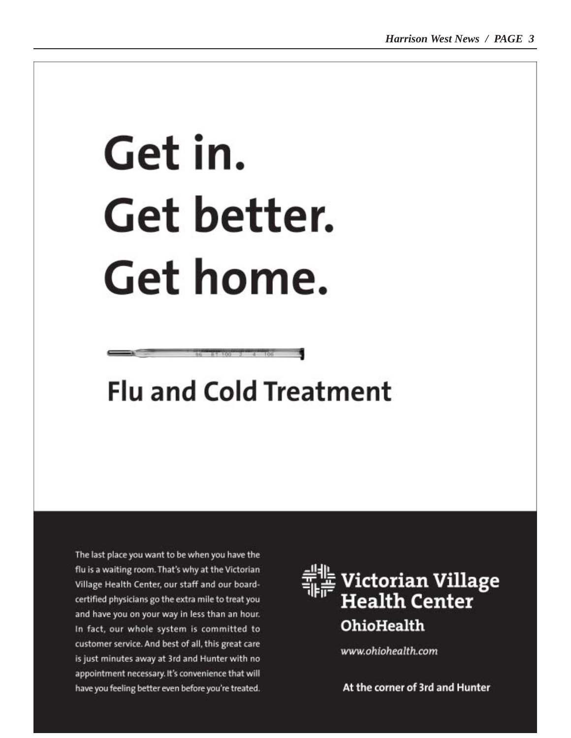# Get in.
# Get better.
# Get home.

## Flu and Cold Treatment

The last place you want to be when you have the flu is a waiting room. That's why at the Victorian Village Health Center, our staff and our board-certified physicians go the extra mile to treat you and have you on your way in less than an hour. In fact, our whole system is committed to customer service. And best of all, this great care is just minutes away at 3rd and Hunter with no appointment necessary. It's convenience that will have you feeling better even before you're treated.

**Victorian Village Health Center**

**OhioHealth**

*www.ohiohealth.com*

**At the corner of 3rd and Hunter**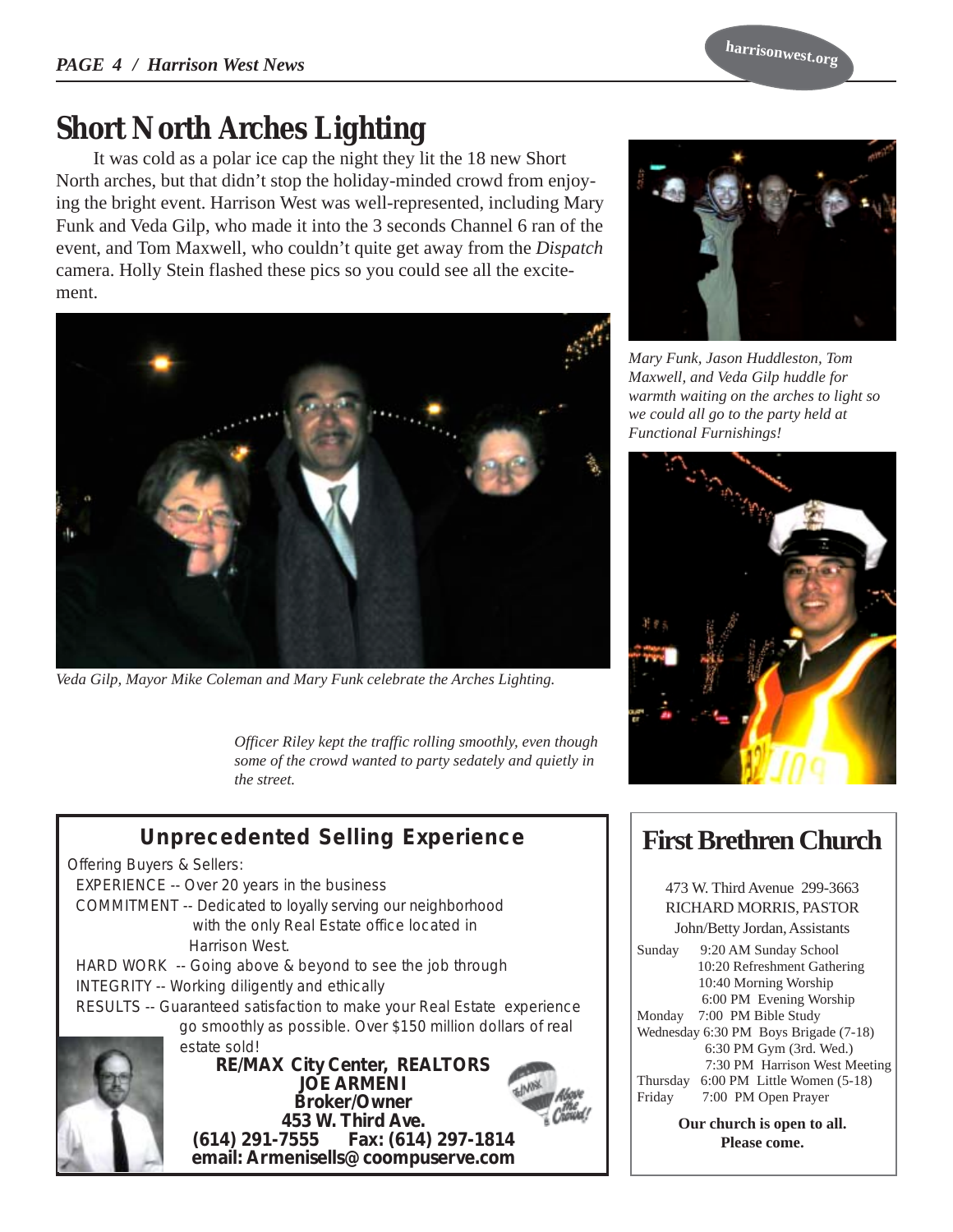# Short North Arches Lighting

It was cold as a polar ice cap the night they lit the 18 new Short North arches, but that didn't stop the holiday-minded crowd from enjoying the bright event. Harrison West was well-represented, including Mary Funk and Veda Gilp, who made it into the 3 seconds Channel 6 ran of the event, and Tom Maxwell, who couldn't quite get away from the *Dispatch* camera. Holly Stein flashed these pics so you could see all the excitement.

*Veda Gilp, Mayor Mike Coleman and Mary Funk celebrate the Arches Lighting.*

*Mary Funk, Jason Huddleston, Tom Maxwell, and Veda Gilp huddle for warmth waiting on the arches to light so we could all go to the party held at Functional Furnishings!*

*Officer Riley kept the traffic rolling smoothly, even though some of the crowd wanted to party sedately and quietly in the street.*

## Unprecedented Selling Experience

Offering Buyers & Sellers:

- EXPERIENCE -- Over 20 years in the business
- COMMITMENT -- Dedicated to loyally serving our neighborhood with the only Real Estate office located in Harrison West.
- HARD WORK -- Going above & beyond to see the job through
- INTEGRITY -- Working diligently and ethically
- RESULTS -- Guaranteed satisfaction to make your Real Estate experience go smoothly as possible. Over $150 million dollars of real estate sold!

**RE/MAX City Center, REALTORS**
**JOE ARMENI**
**Broker/Owner**
**453 W. Third Ave.**
**(614) 291-7555 Fax: (614) 297-1814**
**email: Armenisells@coompuserve.com**

## First Brethren Church

473 W. Third Avenue 299-3663
RICHARD MORRIS, PASTOR
John/Betty Jordan, Assistants

| | |
|---|---|
| Sunday | 9:20 AM Sunday School |
| | 10:20 Refreshment Gathering |
| | 10:40 Morning Worship |
| | 6:00 PM Evening Worship |
| Monday | 7:00 PM Bible Study |
| Wednesday | 6:30 PM Boys Brigade (7-18) |
| | 6:30 PM Gym (3rd. Wed.) |
| | 7:30 PM Harrison West Meeting |
| Thursday | 6:00 PM Little Women (5-18) |
| Friday | 7:00 PM Open Prayer |

**Our church is open to all. Please come.**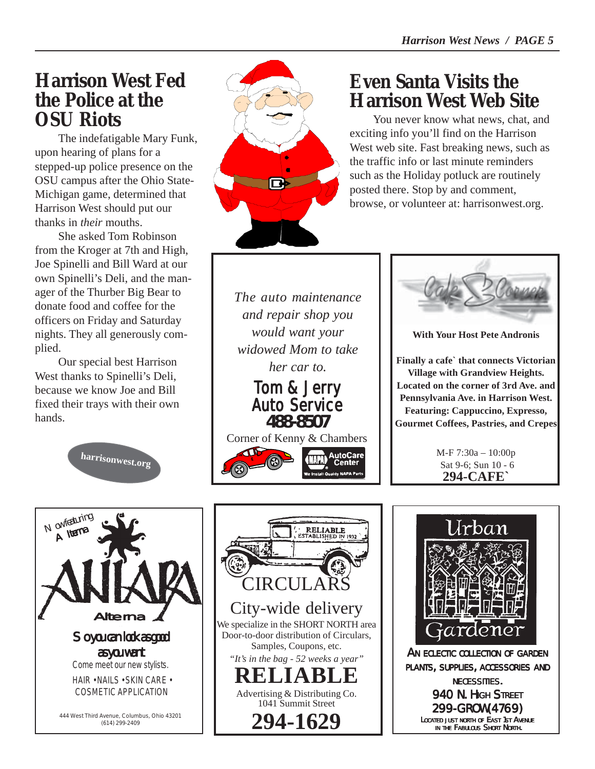## Harrison West Fed the Police at the OSU Riots

The indefatigable Mary Funk, upon hearing of plans for a stepped-up police presence on the OSU campus after the Ohio State-Michigan game, determined that Harrison West should put our thanks in *their* mouths.

She asked Tom Robinson from the Kroger at 7th and High, Joe Spinelli and Bill Ward at our own Spinelli's Deli, and the manager of the Thurber Big Bear to donate food and coffee for the officers on Friday and Saturday nights. They all generously complied.

Our special best Harrison West thanks to Spinelli's Deli, because we know Joe and Bill fixed their trays with their own hands.

**harrisonwest.org**

## Even Santa Visits the Harrison West Web Site

You never know what news, chat, and exciting info you'll find on the Harrison West web site. Fast breaking news, such as the traffic info or last minute reminders such as the Holiday potluck are routinely posted there. Stop by and comment, browse, or volunteer at: harrisonwest.org.

---

*The auto maintenance and repair shop you would want your widowed Mom to take her car to.*

**Tom & Jerry Auto Service**

**488-8507**

Corner of Kenny & Chambers

NAPA AutoCare Center — We Install Quality NAPA Parts

---

**Cafe Corner**

**With Your Host Pete Andronis**

**Finally a cafe` that connects Victorian Village with Grandview Heights. Located on the corner of 3rd Ave. and Pennsylvania Ave. in Harrison West. Featuring: Cappuccino, Expresso, Gourmet Coffees, Pastries, and Crepes**

M-F 7:30a – 10:00p
Sat 9-6; Sun 10 - 6

**294-CAFE`**

---

Now featuring Alterna

**ANTARA**

Alterna

So you can look as good as you want.

Come meet our new stylists.

HAIR • NAILS • SKIN CARE • COSMETIC APPLICATION

444 West Third Avenue, Columbus, Ohio 43201
(614) 299-2409

---

RELIABLE ESTABLISHED IN 1932

CIRCULARS

City-wide delivery

We specialize in the SHORT NORTH area
Door-to-door distribution of Circulars, Samples, Coupons, etc.

*"It's in the bag - 52 weeks a year"*

**RELIABLE**

Advertising & Distributing Co.
1041 Summit Street

**294-1629**

---

**Urban Gardener**

AN ECLECTIC COLLECTION OF GARDEN PLANTS, SUPPLIES, ACCESSORIES AND NECESSITIES.

**940 N. HIGH STREET**

**299-GROW(4769)**

LOCATED JUST NORTH OF EAST 1ST AVENUE IN THE FABULOUS SHORT NORTH.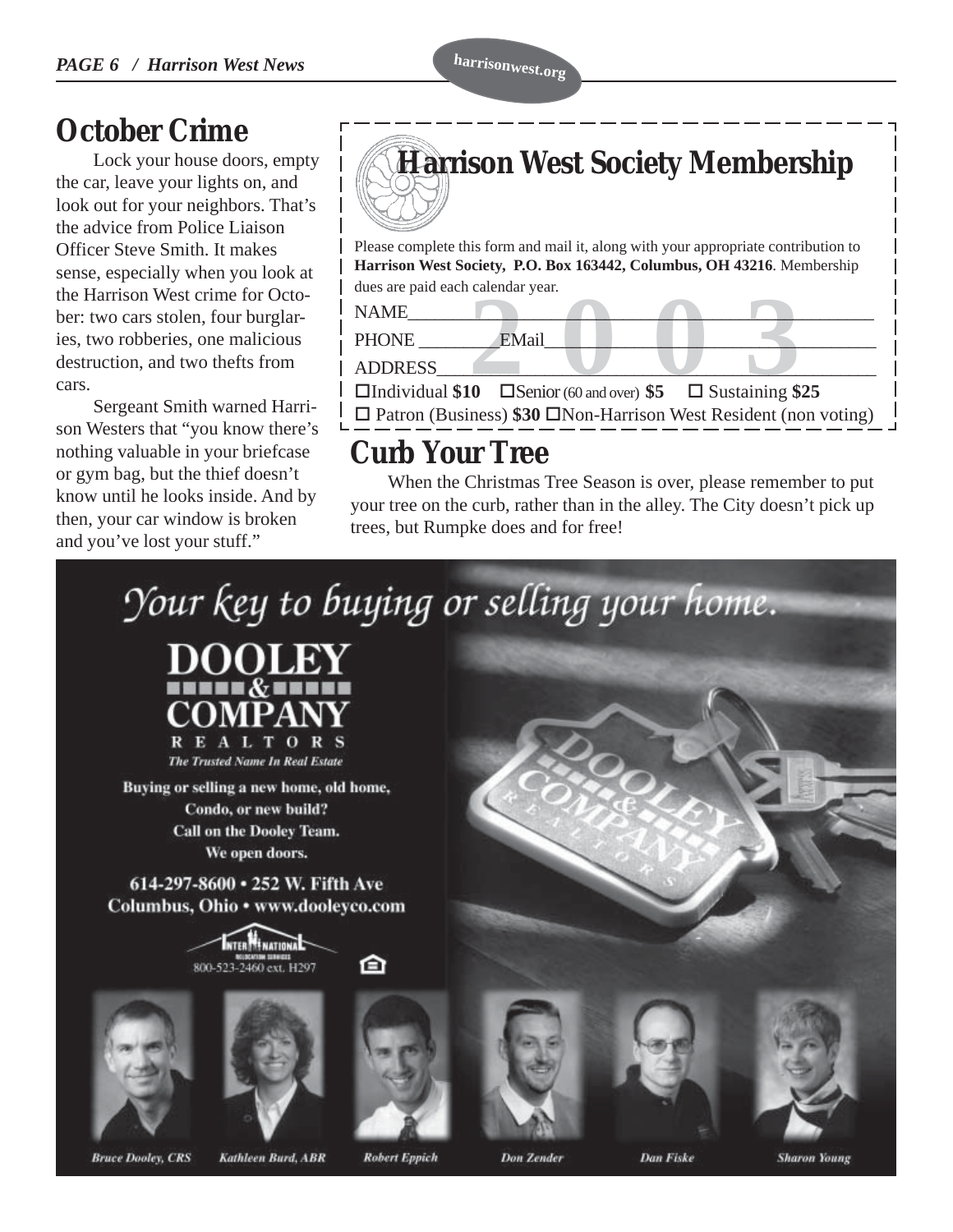## October Crime

Lock your house doors, empty the car, leave your lights on, and look out for your neighbors. That's the advice from Police Liaison Officer Steve Smith. It makes sense, especially when you look at the Harrison West crime for October: two cars stolen, four burglaries, two robberies, one malicious destruction, and two thefts from cars.

Sergeant Smith warned Harrison Westers that "you know there's nothing valuable in your briefcase or gym bag, but the thief doesn't know until he looks inside. And by then, your car window is broken and you've lost your stuff."

## Harrison West Society Membership

Please complete this form and mail it, along with your appropriate contribution to **Harrison West Society, P.O. Box 163442, Columbus, OH 43216**. Membership dues are paid each calendar year.

**2003**

NAME\_\_\_\_\_\_\_\_\_\_\_\_\_\_\_\_\_\_\_\_\_\_\_\_\_\_\_\_\_\_\_\_\_\_\_\_\_\_

PHONE \_\_\_\_\_\_\_\_ EMail\_\_\_\_\_\_\_\_\_\_\_\_\_\_\_\_\_\_\_\_\_\_\_\_\_\_

ADDRESS\_\_\_\_\_\_\_\_\_\_\_\_\_\_\_\_\_\_\_\_\_\_\_\_\_\_\_\_\_\_\_\_\_\_\_

☐ Individual **$10** ☐ Senior (60 and over) **$5** ☐ Sustaining **$25**

☐ Patron (Business) **$30** ☐ Non-Harrison West Resident (non voting)

## Curb Your Tree

When the Christmas Tree Season is over, please remember to put your tree on the curb, rather than in the alley. The City doesn't pick up trees, but Rumpke does and for free!

*Your key to buying or selling your home.*

**DOOLEY & COMPANY**
**REALTORS**
*The Trusted Name In Real Estate*

**Buying or selling a new home, old home, Condo, or new build? Call on the Dooley Team. We open doors.**

**614-297-8600 • 252 W. Fifth Ave Columbus, Ohio • www.dooleyco.com**

INTERNATIONAL Relocation Services 800-523-2460 ext. H297

*Bruce Dooley, CRS* — *Kathleen Burd, ABR* — *Robert Eppich* — *Don Zender* — *Dan Fiske* — *Sharon Young*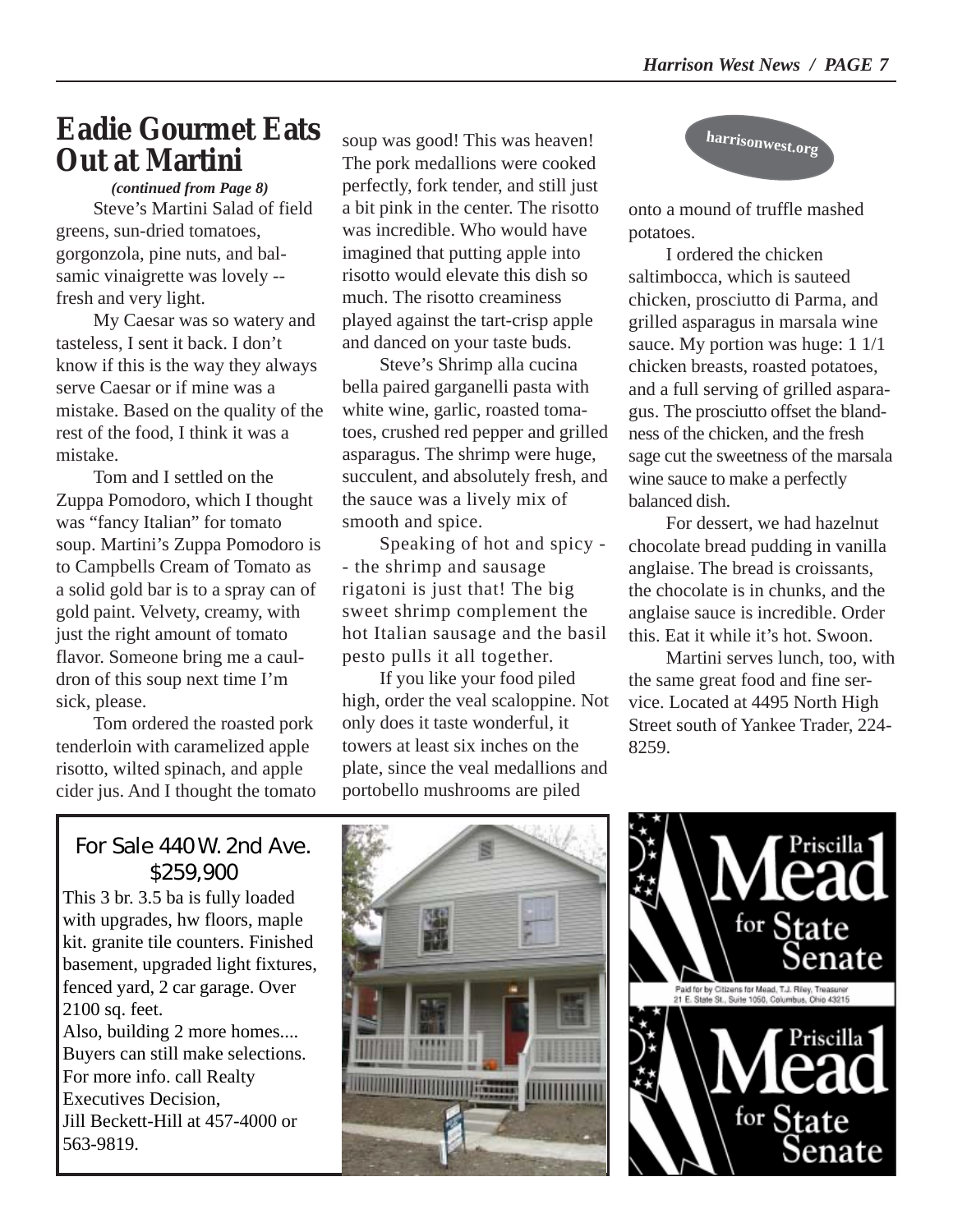# Eadie Gourmet Eats Out at Martini

*(continued from Page 8)*

Steve's Martini Salad of field greens, sun-dried tomatoes, gorgonzola, pine nuts, and balsamic vinaigrette was lovely -- fresh and very light.

My Caesar was so watery and tasteless, I sent it back. I don't know if this is the way they always serve Caesar or if mine was a mistake. Based on the quality of the rest of the food, I think it was a mistake.

Tom and I settled on the Zuppa Pomodoro, which I thought was "fancy Italian" for tomato soup. Martini's Zuppa Pomodoro is to Campbells Cream of Tomato as a solid gold bar is to a spray can of gold paint. Velvety, creamy, with just the right amount of tomato flavor. Someone bring me a cauldron of this soup next time I'm sick, please.

Tom ordered the roasted pork tenderloin with caramelized apple risotto, wilted spinach, and apple cider jus. And I thought the tomato soup was good! This was heaven! The pork medallions were cooked perfectly, fork tender, and still just a bit pink in the center. The risotto was incredible. Who would have imagined that putting apple into risotto would elevate this dish so much. The risotto creaminess played against the tart-crisp apple and danced on your taste buds.

Steve's Shrimp alla cucina bella paired garganelli pasta with white wine, garlic, roasted tomatoes, crushed red pepper and grilled asparagus. The shrimp were huge, succulent, and absolutely fresh, and the sauce was a lively mix of smooth and spice.

Speaking of hot and spicy -- the shrimp and sausage rigatoni is just that! The big sweet shrimp complement the hot Italian sausage and the basil pesto pulls it all together.

If you like your food piled high, order the veal scaloppine. Not only does it taste wonderful, it towers at least six inches on the plate, since the veal medallions and portobello mushrooms are piled onto a mound of truffle mashed potatoes.

I ordered the chicken saltimbocca, which is sauteed chicken, prosciutto di Parma, and grilled asparagus in marsala wine sauce. My portion was huge: 1 1/1 chicken breasts, roasted potatoes, and a full serving of grilled asparagus. The prosciutto offset the blandness of the chicken, and the fresh sage cut the sweetness of the marsala wine sauce to make a perfectly balanced dish.

For dessert, we had hazelnut chocolate bread pudding in vanilla anglaise. The bread is croissants, the chocolate is in chunks, and the anglaise sauce is incredible. Order this. Eat it while it's hot. Swoon.

Martini serves lunch, too, with the same great food and fine service. Located at 4495 North High Street south of Yankee Trader, 224-8259.

harrisonwest.org

---

**For Sale 440 W. 2nd Ave. $259,900**

This 3 br. 3.5 ba is fully loaded with upgrades, hw floors, maple kit. granite tile counters. Finished basement, upgraded light fixtures, fenced yard, 2 car garage. Over 2100 sq. feet.
Also, building 2 more homes.... Buyers can still make selections.
For more info. call Realty Executives Decision,
Jill Beckett-Hill at 457-4000 or 563-9819.

---

**Priscilla Mead for State Senate**

Paid for by Citizens for Mead, T.J. Riley, Treasurer
21 E. State St., Suite 1050, Columbus, Ohio 43215

**Priscilla Mead for State Senate**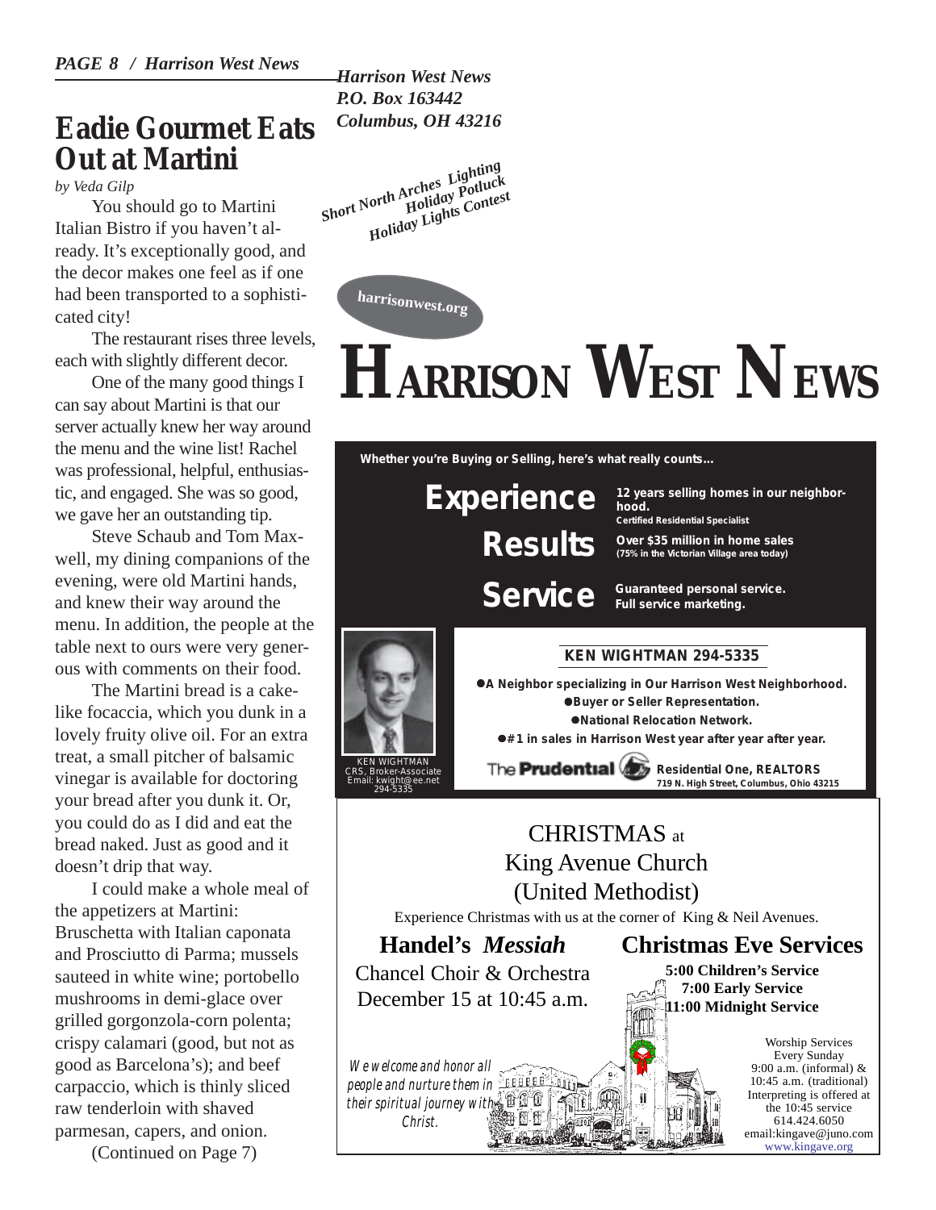# Eadie Gourmet Eats Out at Martini

*by Veda Gilp*

You should go to Martini Italian Bistro if you haven't already. It's exceptionally good, and the decor makes one feel as if one had been transported to a sophisticated city!

The restaurant rises three levels, each with slightly different decor.

One of the many good things I can say about Martini is that our server actually knew her way around the menu and the wine list! Rachel was professional, helpful, enthusiastic, and engaged. She was so good, we gave her an outstanding tip.

Steve Schaub and Tom Maxwell, my dining companions of the evening, were old Martini hands, and knew their way around the menu. In addition, the people at the table next to ours were very generous with comments on their food.

The Martini bread is a cake-like focaccia, which you dunk in a lovely fruity olive oil. For an extra treat, a small pitcher of balsamic vinegar is available for doctoring your bread after you dunk it. Or, you could do as I did and eat the bread naked. Just as good and it doesn't drip that way.

I could make a whole meal of the appetizers at Martini: Bruschetta with Italian caponata and Prosciutto di Parma; mussels sauteed in white wine; portobello mushrooms in demi-glace over grilled gorgonzola-corn polenta; crispy calamari (good, but not as good as Barcelona's); and beef carpaccio, which is thinly sliced raw tenderloin with shaved parmesan, capers, and onion.

(Continued on Page 7)

*Harrison West News*
*P.O. Box 163442*
*Columbus, OH 43216*

*Short North Arches Lighting*
*Holiday Potluck*
*Holiday Lights Contest*

**harrisonwest.org**

# HARRISON WEST NEWS

**Whether you're Buying or Selling, here's what really counts...**

**Experience** — **12 years selling homes in our neighborhood.** Certified Residential Specialist

**Results** — **Over $35 million in home sales** (75% in the Victorian Village area today)

**Service** — **Guaranteed personal service. Full service marketing.**

**KEN WIGHTMAN 294-5335**

- A Neighbor specializing in Our Harrison West Neighborhood.
- Buyer or Seller Representation.
- National Relocation Network.
- #1 in sales in Harrison West year after year after year.

KEN WIGHTMAN
CRS, Broker-Associate
Email: kwight@ee.net
294-5335

The Prudential **Residential One, REALTORS**
719 N. High Street, Columbus, Ohio 43215

## CHRISTMAS at King Avenue Church (United Methodist)

Experience Christmas with us at the corner of King & Neil Avenues.

**Handel's *Messiah***
Chancel Choir & Orchestra
December 15 at 10:45 a.m.

**Christmas Eve Services**
**5:00 Children's Service**
**7:00 Early Service**
**11:00 Midnight Service**

*We welcome and honor all people and nurture them in their spiritual journey with Christ.*

Worship Services
Every Sunday
9:00 a.m. (informal) &
10:45 a.m. (traditional)
Interpreting is offered at the 10:45 service
614.424.6050
email:kingave@juno.com
www.kingave.org